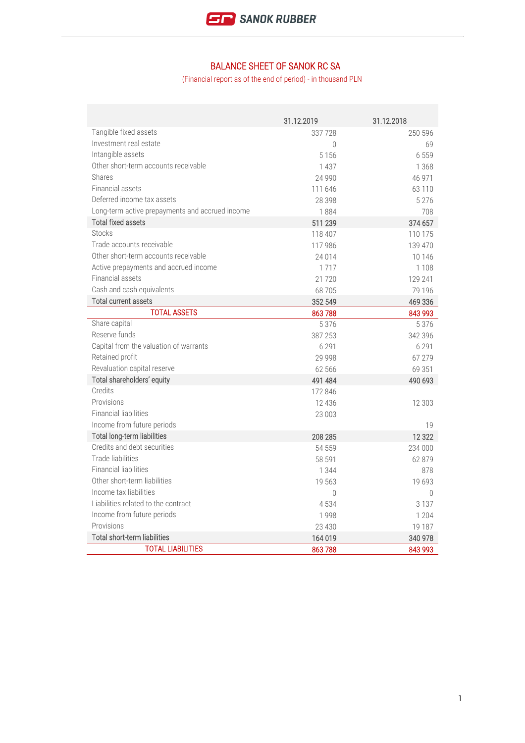# BALANCE SHEET OF SANOK RC SA

(Financial report as of the end of period) - in thousand PLN

| | 31.12.2019 | 31.12.2018 |
|---|---|---|
| Tangible fixed assets | 337 728 | 250 596 |
| Investment real estate | 0 | 69 |
| Intangible assets | 5 156 | 6 559 |
| Other short-term accounts receivable | 1 437 | 1 368 |
| Shares | 24 990 | 46 971 |
| Financial assets | 111 646 | 63 110 |
| Deferred income tax assets | 28 398 | 5 276 |
| Long-term active prepayments and accrued income | 1 884 | 708 |
| Total fixed assets | 511 239 | 374 657 |
| Stocks | 118 407 | 110 175 |
| Trade accounts receivable | 117 986 | 139 470 |
| Other short-term accounts receivable | 24 014 | 10 146 |
| Active prepayments and accrued income | 1 717 | 1 108 |
| Financial assets | 21 720 | 129 241 |
| Cash and cash equivalents | 68 705 | 79 196 |
| Total current assets | 352 549 | 469 336 |
| TOTAL ASSETS | 863 788 | 843 993 |
| Share capital | 5 376 | 5 376 |
| Reserve funds | 387 253 | 342 396 |
| Capital from the valuation of warrants | 6 291 | 6 291 |
| Retained profit | 29 998 | 67 279 |
| Revaluation capital reserve | 62 566 | 69 351 |
| Total shareholders' equity | 491 484 | 490 693 |
| Credits | 172 846 | |
| Provisions | 12 436 | 12 303 |
| Financial liabilities | 23 003 | |
| Income from future periods | | 19 |
| Total long-term liabilities | 208 285 | 12 322 |
| Credits and debt securities | 54 559 | 234 000 |
| Trade liabilities | 58 591 | 62 879 |
| Financial liabilities | 1 344 | 878 |
| Other short-term liabilities | 19 563 | 19 693 |
| Income tax liabilities | 0 | 0 |
| Liabilities related to the contract | 4 534 | 3 137 |
| Income from future periods | 1 998 | 1 204 |
| Provisions | 23 430 | 19 187 |
| Total short-term liabilities | 164 019 | 340 978 |
| TOTAL LIABILITIES | 863 788 | 843 993 |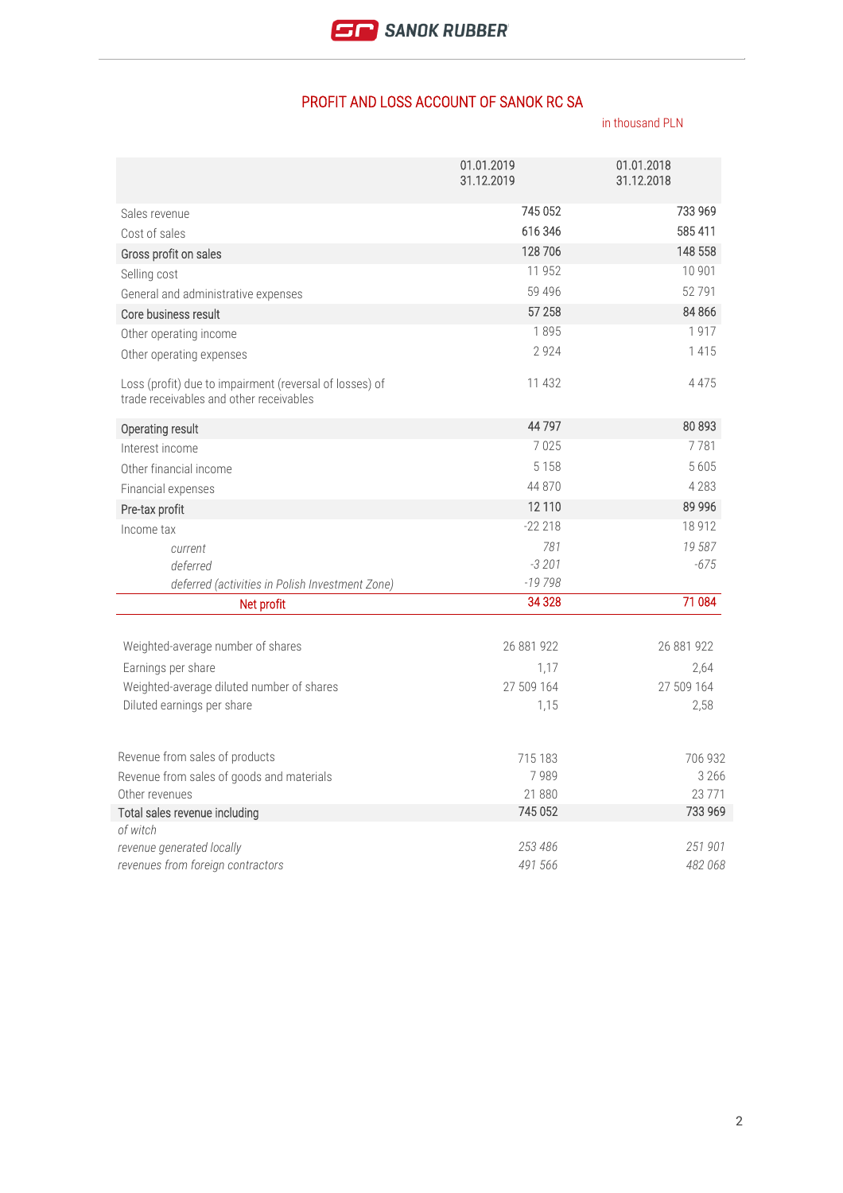## PROFIT AND LOSS ACCOUNT OF SANOK RC SA

in thousand PLN

| | 01.01.2019 31.12.2019 | 01.01.2018 31.12.2018 |
|---|---|---|
| Sales revenue | 745 052 | 733 969 |
| Cost of sales | 616 346 | 585 411 |
| Gross profit on sales | 128 706 | 148 558 |
| Selling cost | 11 952 | 10 901 |
| General and administrative expenses | 59 496 | 52 791 |
| Core business result | 57 258 | 84 866 |
| Other operating income | 1 895 | 1 917 |
| Other operating expenses | 2 924 | 1 415 |
| Loss (profit) due to impairment (reversal of losses) of trade receivables and other receivables | 11 432 | 4 475 |
| Operating result | 44 797 | 80 893 |
| Interest income | 7 025 | 7 781 |
| Other financial income | 5 158 | 5 605 |
| Financial expenses | 44 870 | 4 283 |
| Pre-tax profit | 12 110 | 89 996 |
| Income tax | -22 218 | 18 912 |
| *current* | *781* | *19 587* |
| *deferred* | *-3 201* | *-675* |
| *deferred (activities in Polish Investment Zone)* | *-19 798* | |
| **Net profit** | **34 328** | **71 084** |

| | | |
|---|---|---|
| Weighted-average number of shares | 26 881 922 | 26 881 922 |
| Earnings per share | 1,17 | 2,64 |
| Weighted-average diluted number of shares | 27 509 164 | 27 509 164 |
| Diluted earnings per share | 1,15 | 2,58 |

| | | |
|---|---|---|
| Revenue from sales of products | 715 183 | 706 932 |
| Revenue from sales of goods and materials | 7 989 | 3 266 |
| Other revenues | 21 880 | 23 771 |
| Total sales revenue including | 745 052 | 733 969 |
| *of witch* | | |
| *revenue generated locally* | *253 486* | *251 901* |
| *revenues from foreign contractors* | *491 566* | *482 068* |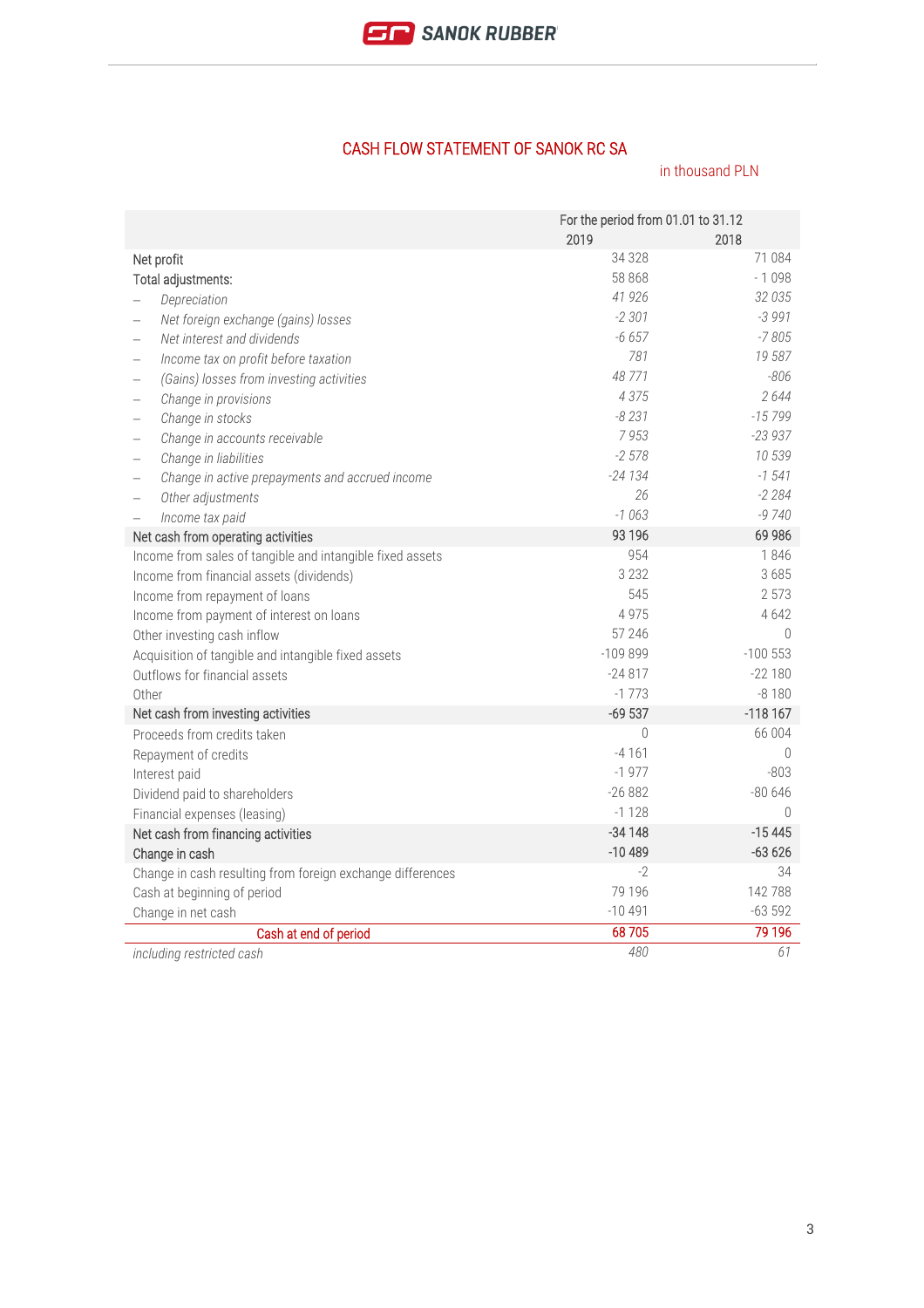## CASH FLOW STATEMENT OF SANOK RC SA

in thousand PLN

| | For the period from 01.01 to 31.12 | |
|---|---|---|
| | 2019 | 2018 |
| Net profit | 34 328 | 71 084 |
| Total adjustments: | 58 868 | - 1 098 |
| – *Depreciation* | *41 926* | *32 035* |
| – *Net foreign exchange (gains) losses* | *-2 301* | *-3 991* |
| – *Net interest and dividends* | *-6 657* | *-7 805* |
| – *Income tax on profit before taxation* | *781* | *19 587* |
| – *(Gains) losses from investing activities* | *48 771* | *-806* |
| – *Change in provisions* | *4 375* | *2 644* |
| – *Change in stocks* | *-8 231* | *-15 799* |
| – *Change in accounts receivable* | *7 953* | *-23 937* |
| – *Change in liabilities* | *-2 578* | *10 539* |
| – *Change in active prepayments and accrued income* | *-24 134* | *-1 541* |
| – *Other adjustments* | *26* | *-2 284* |
| – *Income tax paid* | *-1 063* | *-9 740* |
| Net cash from operating activities | 93 196 | 69 986 |
| Income from sales of tangible and intangible fixed assets | 954 | 1 846 |
| Income from financial assets (dividends) | 3 232 | 3 685 |
| Income from repayment of loans | 545 | 2 573 |
| Income from payment of interest on loans | 4 975 | 4 642 |
| Other investing cash inflow | 57 246 | 0 |
| Acquisition of tangible and intangible fixed assets | -109 899 | -100 553 |
| Outflows for financial assets | -24 817 | -22 180 |
| Other | -1 773 | -8 180 |
| Net cash from investing activities | -69 537 | -118 167 |
| Proceeds from credits taken | 0 | 66 004 |
| Repayment of credits | -4 161 | 0 |
| Interest paid | -1 977 | -803 |
| Dividend paid to shareholders | -26 882 | -80 646 |
| Financial expenses (leasing) | -1 128 | 0 |
| Net cash from financing activities | -34 148 | -15 445 |
| Change in cash | -10 489 | -63 626 |
| Change in cash resulting from foreign exchange differences | -2 | 34 |
| Cash at beginning of period | 79 196 | 142 788 |
| Change in net cash | -10 491 | -63 592 |
| Cash at end of period | 68 705 | 79 196 |
| *including restricted cash* | *480* | *61* |